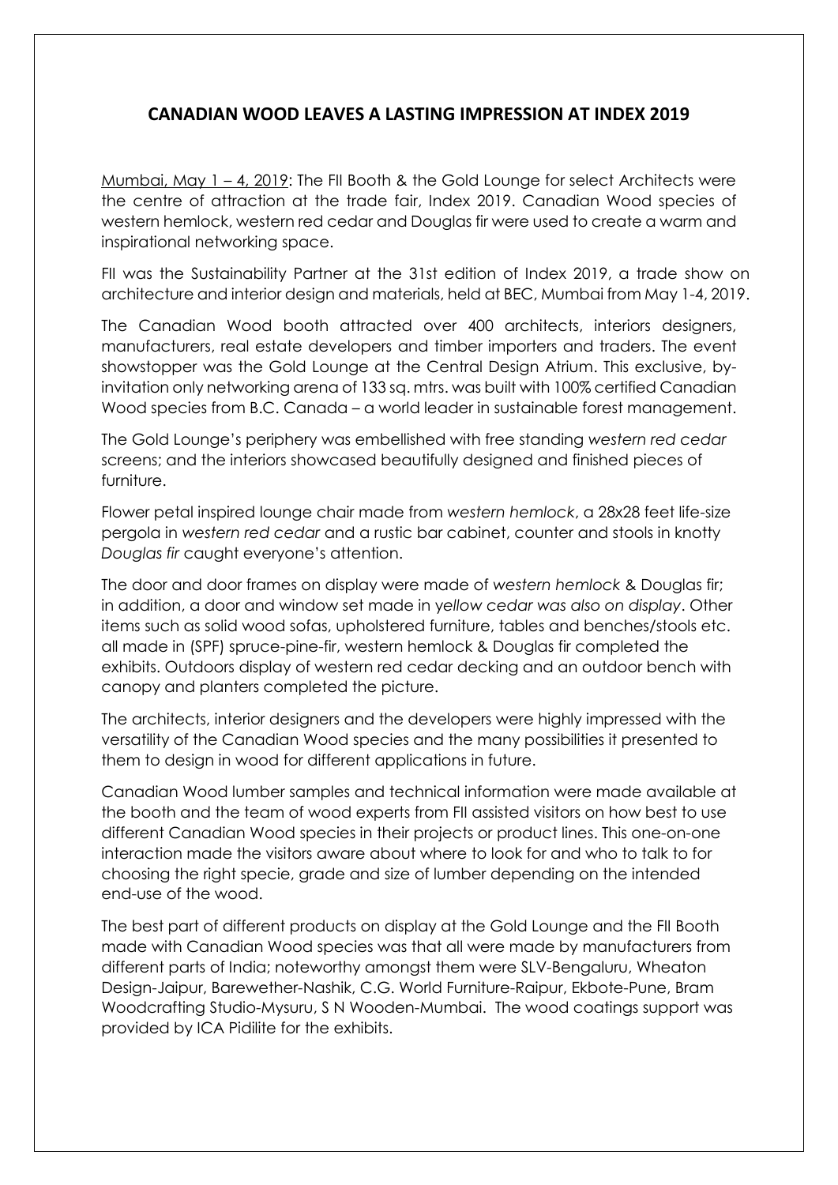# CANADIAN WOOD LEAVES A LASTING IMPRESSION AT INDEX 2019

<u>Mumbai, May 1 – 4, 2019</u>: The FII Booth & the Gold Lounge for select Architects were the centre of attraction at the trade fair, Index 2019. Canadian Wood species of western hemlock, western red cedar and Douglas fir were used to create a warm and inspirational networking space.

FII was the Sustainability Partner at the 31st edition of Index 2019, a trade show on architecture and interior design and materials, held at BEC, Mumbai from May 1-4, 2019.

The Canadian Wood booth attracted over 400 architects, interiors designers, manufacturers, real estate developers and timber importers and traders. The event showstopper was the Gold Lounge at the Central Design Atrium. This exclusive, by-invitation only networking arena of 133 sq. mtrs. was built with 100% certified Canadian Wood species from B.C. Canada – a world leader in sustainable forest management.

The Gold Lounge's periphery was embellished with free standing *western red cedar* screens; and the interiors showcased beautifully designed and finished pieces of furniture.

Flower petal inspired lounge chair made from *western hemlock*, a 28x28 feet life-size pergola in *western red cedar* and a rustic bar cabinet, counter and stools in knotty *Douglas fir* caught everyone's attention.

The door and door frames on display were made of *western hemlock* & Douglas fir; in addition, a door and window set made in *yellow cedar was also on display*. Other items such as solid wood sofas, upholstered furniture, tables and benches/stools etc. all made in (SPF) spruce-pine-fir, western hemlock & Douglas fir completed the exhibits. Outdoors display of western red cedar decking and an outdoor bench with canopy and planters completed the picture.

The architects, interior designers and the developers were highly impressed with the versatility of the Canadian Wood species and the many possibilities it presented to them to design in wood for different applications in future.

Canadian Wood lumber samples and technical information were made available at the booth and the team of wood experts from FII assisted visitors on how best to use different Canadian Wood species in their projects or product lines. This one-on-one interaction made the visitors aware about where to look for and who to talk to for choosing the right specie, grade and size of lumber depending on the intended end-use of the wood.

The best part of different products on display at the Gold Lounge and the FII Booth made with Canadian Wood species was that all were made by manufacturers from different parts of India; noteworthy amongst them were SLV-Bengaluru, Wheaton Design-Jaipur, Barewether-Nashik, C.G. World Furniture-Raipur, Ekbote-Pune, Bram Woodcrafting Studio-Mysuru, S N Wooden-Mumbai. The wood coatings support was provided by ICA Pidilite for the exhibits.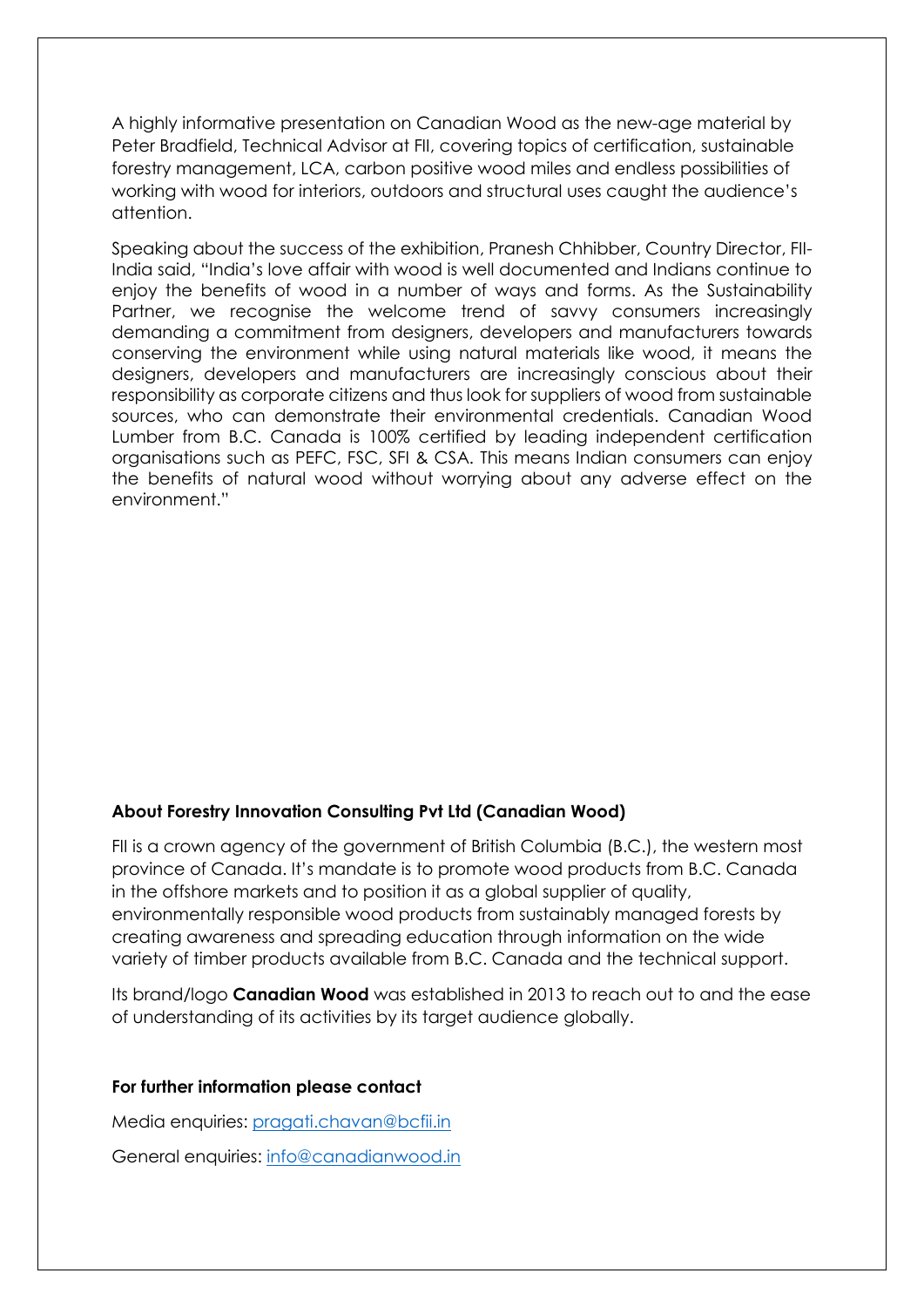A highly informative presentation on Canadian Wood as the new-age material by Peter Bradfield, Technical Advisor at FII, covering topics of certification, sustainable forestry management, LCA, carbon positive wood miles and endless possibilities of working with wood for interiors, outdoors and structural uses caught the audience's attention.

Speaking about the success of the exhibition, Pranesh Chhibber, Country Director, FII-India said, "India's love affair with wood is well documented and Indians continue to enjoy the benefits of wood in a number of ways and forms. As the Sustainability Partner, we recognise the welcome trend of savvy consumers increasingly demanding a commitment from designers, developers and manufacturers towards conserving the environment while using natural materials like wood, it means the designers, developers and manufacturers are increasingly conscious about their responsibility as corporate citizens and thus look for suppliers of wood from sustainable sources, who can demonstrate their environmental credentials. Canadian Wood Lumber from B.C. Canada is 100% certified by leading independent certification organisations such as PEFC, FSC, SFI & CSA. This means Indian consumers can enjoy the benefits of natural wood without worrying about any adverse effect on the environment."

**About Forestry Innovation Consulting Pvt Ltd (Canadian Wood)**

FII is a crown agency of the government of British Columbia (B.C.), the western most province of Canada. It's mandate is to promote wood products from B.C. Canada in the offshore markets and to position it as a global supplier of quality, environmentally responsible wood products from sustainably managed forests by creating awareness and spreading education through information on the wide variety of timber products available from B.C. Canada and the technical support.

Its brand/logo **Canadian Wood** was established in 2013 to reach out to and the ease of understanding of its activities by its target audience globally.

**For further information please contact**

Media enquiries: pragati.chavan@bcfii.in

General enquiries: info@canadianwood.in